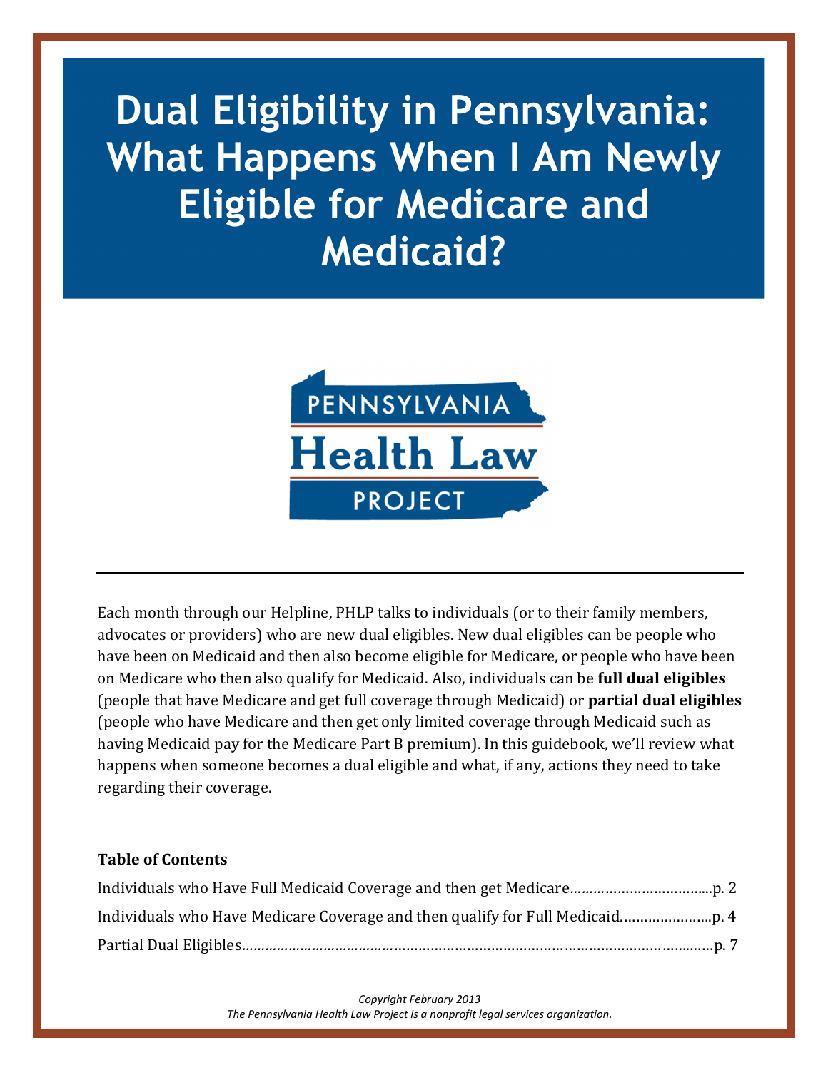# Dual Eligibility in Pennsylvania: What Happens When I Am Newly Eligible for Medicare and Medicaid?

PENNSYLVANIA Health Law PROJECT

---

Each month through our Helpline, PHLP talks to individuals (or to their family members, advocates or providers) who are new dual eligibles. New dual eligibles can be people who have been on Medicaid and then also become eligible for Medicare, or people who have been on Medicare who then also qualify for Medicaid. Also, individuals can be **full dual eligibles** (people that have Medicare and get full coverage through Medicaid) or **partial dual eligibles** (people who have Medicare and then get only limited coverage through Medicaid such as having Medicaid pay for the Medicare Part B premium). In this guidebook, we'll review what happens when someone becomes a dual eligible and what, if any, actions they need to take regarding their coverage.

**Table of Contents**

Individuals who Have Full Medicaid Coverage and then get Medicare……………………………...p. 2

Individuals who Have Medicare Coverage and then qualify for Full Medicaid…………………..p. 4

Partial Dual Eligibles…………………………………………………………………………………………..……p. 7

*Copyright February 2013*
*The Pennsylvania Health Law Project is a nonprofit legal services organization.*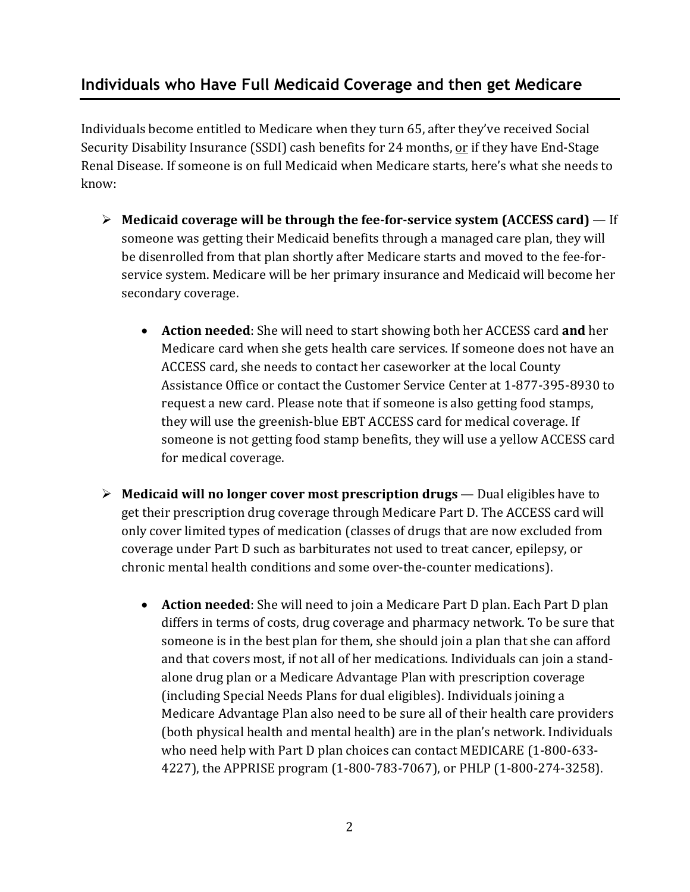## Individuals who Have Full Medicaid Coverage and then get Medicare

Individuals become entitled to Medicare when they turn 65, after they've received Social Security Disability Insurance (SSDI) cash benefits for 24 months, <u>or</u> if they have End-Stage Renal Disease. If someone is on full Medicaid when Medicare starts, here's what she needs to know:

- **Medicaid coverage will be through the fee-for-service system (ACCESS card)** — If someone was getting their Medicaid benefits through a managed care plan, they will be disenrolled from that plan shortly after Medicare starts and moved to the fee-for-service system. Medicare will be her primary insurance and Medicaid will become her secondary coverage.
    - **Action needed**: She will need to start showing both her ACCESS card **and** her Medicare card when she gets health care services. If someone does not have an ACCESS card, she needs to contact her caseworker at the local County Assistance Office or contact the Customer Service Center at 1-877-395-8930 to request a new card. Please note that if someone is also getting food stamps, they will use the greenish-blue EBT ACCESS card for medical coverage. If someone is not getting food stamp benefits, they will use a yellow ACCESS card for medical coverage.

- **Medicaid will no longer cover most prescription drugs** — Dual eligibles have to get their prescription drug coverage through Medicare Part D. The ACCESS card will only cover limited types of medication (classes of drugs that are now excluded from coverage under Part D such as barbiturates not used to treat cancer, epilepsy, or chronic mental health conditions and some over-the-counter medications).
    - **Action needed**: She will need to join a Medicare Part D plan. Each Part D plan differs in terms of costs, drug coverage and pharmacy network. To be sure that someone is in the best plan for them, she should join a plan that she can afford and that covers most, if not all of her medications. Individuals can join a stand-alone drug plan or a Medicare Advantage Plan with prescription coverage (including Special Needs Plans for dual eligibles). Individuals joining a Medicare Advantage Plan also need to be sure all of their health care providers (both physical health and mental health) are in the plan's network. Individuals who need help with Part D plan choices can contact MEDICARE (1-800-633-4227), the APPRISE program (1-800-783-7067), or PHLP (1-800-274-3258).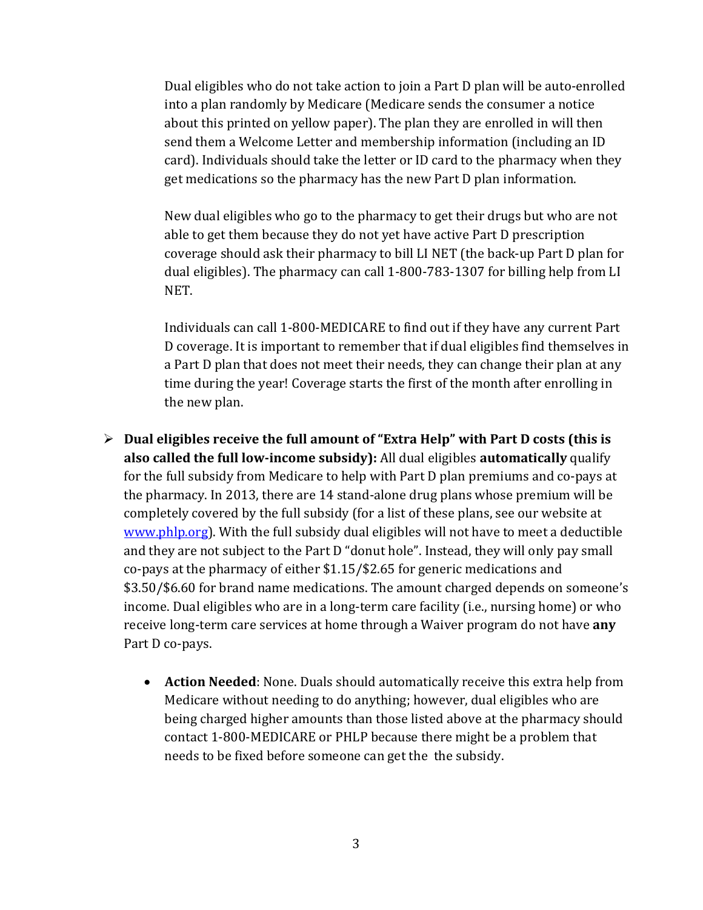Dual eligibles who do not take action to join a Part D plan will be auto-enrolled into a plan randomly by Medicare (Medicare sends the consumer a notice about this printed on yellow paper). The plan they are enrolled in will then send them a Welcome Letter and membership information (including an ID card). Individuals should take the letter or ID card to the pharmacy when they get medications so the pharmacy has the new Part D plan information.

New dual eligibles who go to the pharmacy to get their drugs but who are not able to get them because they do not yet have active Part D prescription coverage should ask their pharmacy to bill LI NET (the back-up Part D plan for dual eligibles). The pharmacy can call 1-800-783-1307 for billing help from LI NET.

Individuals can call 1-800-MEDICARE to find out if they have any current Part D coverage. It is important to remember that if dual eligibles find themselves in a Part D plan that does not meet their needs, they can change their plan at any time during the year! Coverage starts the first of the month after enrolling in the new plan.

- **Dual eligibles receive the full amount of "Extra Help" with Part D costs (this is also called the full low-income subsidy):** All dual eligibles **automatically** qualify for the full subsidy from Medicare to help with Part D plan premiums and co-pays at the pharmacy. In 2013, there are 14 stand-alone drug plans whose premium will be completely covered by the full subsidy (for a list of these plans, see our website at [www.phlp.org](http://www.phlp.org)). With the full subsidy dual eligibles will not have to meet a deductible and they are not subject to the Part D "donut hole". Instead, they will only pay small co-pays at the pharmacy of either $1.15/$2.65 for generic medications and $3.50/$6.60 for brand name medications. The amount charged depends on someone's income. Dual eligibles who are in a long-term care facility (i.e., nursing home) or who receive long-term care services at home through a Waiver program do not have **any** Part D co-pays.

    - **Action Needed**: None. Duals should automatically receive this extra help from Medicare without needing to do anything; however, dual eligibles who are being charged higher amounts than those listed above at the pharmacy should contact 1-800-MEDICARE or PHLP because there might be a problem that needs to be fixed before someone can get the the subsidy.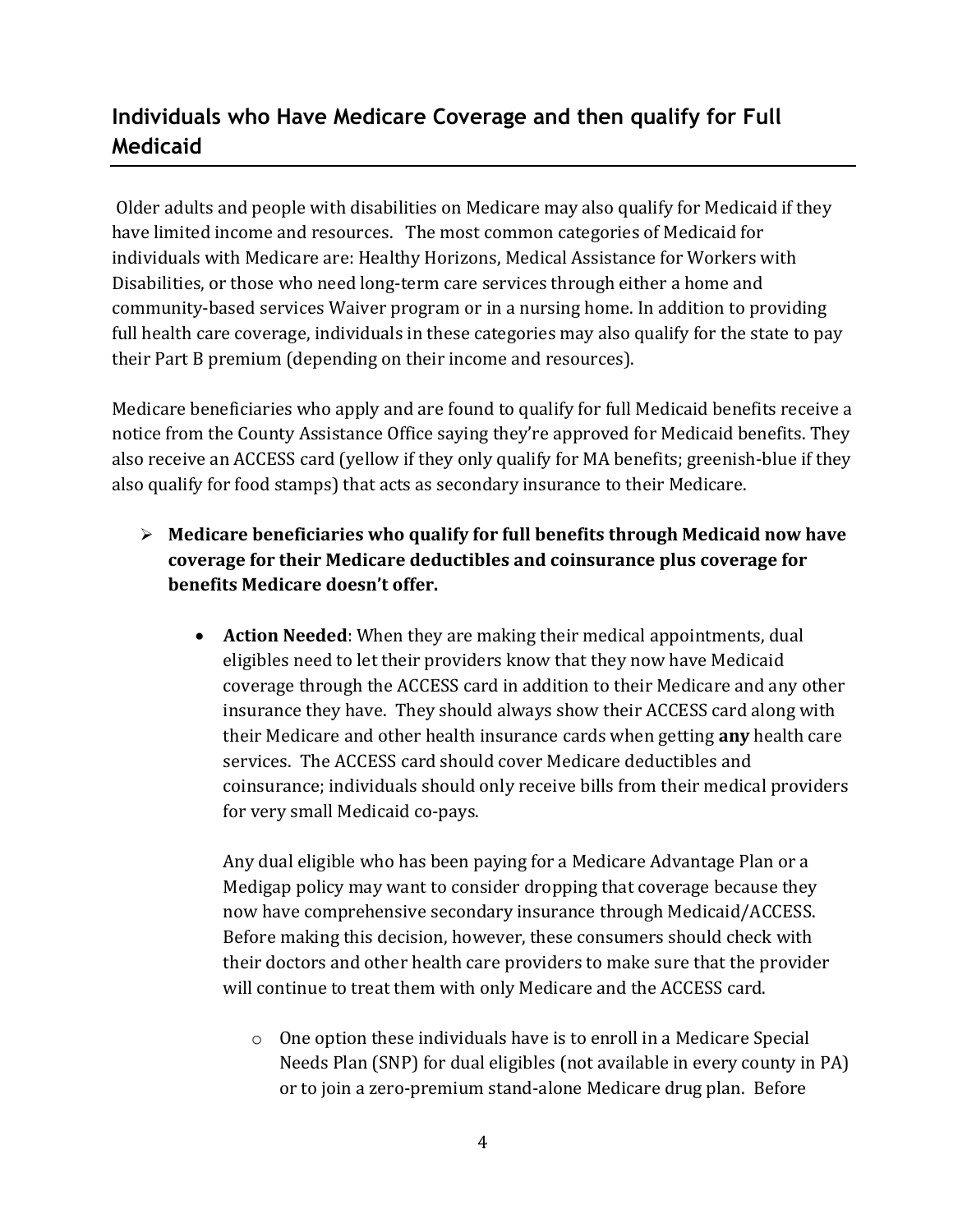## Individuals who Have Medicare Coverage and then qualify for Full Medicaid

Older adults and people with disabilities on Medicare may also qualify for Medicaid if they have limited income and resources. The most common categories of Medicaid for individuals with Medicare are: Healthy Horizons, Medical Assistance for Workers with Disabilities, or those who need long-term care services through either a home and community-based services Waiver program or in a nursing home. In addition to providing full health care coverage, individuals in these categories may also qualify for the state to pay their Part B premium (depending on their income and resources).

Medicare beneficiaries who apply and are found to qualify for full Medicaid benefits receive a notice from the County Assistance Office saying they're approved for Medicaid benefits. They also receive an ACCESS card (yellow if they only qualify for MA benefits; greenish-blue if they also qualify for food stamps) that acts as secondary insurance to their Medicare.

- **Medicare beneficiaries who qualify for full benefits through Medicaid now have coverage for their Medicare deductibles and coinsurance plus coverage for benefits Medicare doesn't offer.**

  - **Action Needed**: When they are making their medical appointments, dual eligibles need to let their providers know that they now have Medicaid coverage through the ACCESS card in addition to their Medicare and any other insurance they have. They should always show their ACCESS card along with their Medicare and other health insurance cards when getting **any** health care services. The ACCESS card should cover Medicare deductibles and coinsurance; individuals should only receive bills from their medical providers for very small Medicaid co-pays.

    Any dual eligible who has been paying for a Medicare Advantage Plan or a Medigap policy may want to consider dropping that coverage because they now have comprehensive secondary insurance through Medicaid/ACCESS. Before making this decision, however, these consumers should check with their doctors and other health care providers to make sure that the provider will continue to treat them with only Medicare and the ACCESS card.

    - One option these individuals have is to enroll in a Medicare Special Needs Plan (SNP) for dual eligibles (not available in every county in PA) or to join a zero-premium stand-alone Medicare drug plan. Before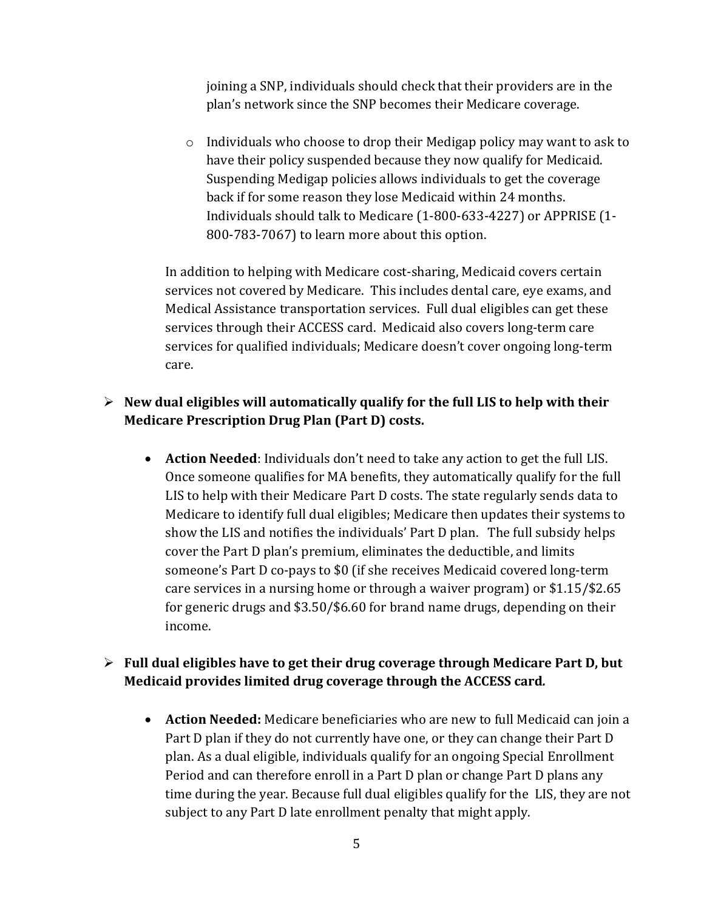joining a SNP, individuals should check that their providers are in the plan's network since the SNP becomes their Medicare coverage.

  - Individuals who choose to drop their Medigap policy may want to ask to have their policy suspended because they now qualify for Medicaid. Suspending Medigap policies allows individuals to get the coverage back if for some reason they lose Medicaid within 24 months. Individuals should talk to Medicare (1-800-633-4227) or APPRISE (1-800-783-7067) to learn more about this option.

In addition to helping with Medicare cost-sharing, Medicaid covers certain services not covered by Medicare. This includes dental care, eye exams, and Medical Assistance transportation services. Full dual eligibles can get these services through their ACCESS card. Medicaid also covers long-term care services for qualified individuals; Medicare doesn't cover ongoing long-term care.

- **New dual eligibles will automatically qualify for the full LIS to help with their Medicare Prescription Drug Plan (Part D) costs.**

  - **Action Needed**: Individuals don't need to take any action to get the full LIS. Once someone qualifies for MA benefits, they automatically qualify for the full LIS to help with their Medicare Part D costs. The state regularly sends data to Medicare to identify full dual eligibles; Medicare then updates their systems to show the LIS and notifies the individuals' Part D plan. The full subsidy helps cover the Part D plan's premium, eliminates the deductible, and limits someone's Part D co-pays to $0 (if she receives Medicaid covered long-term care services in a nursing home or through a waiver program) or $1.15/$2.65 for generic drugs and $3.50/$6.60 for brand name drugs, depending on their income.

- **Full dual eligibles have to get their drug coverage through Medicare Part D, but Medicaid provides limited drug coverage through the ACCESS card.**

  - **Action Needed:** Medicare beneficiaries who are new to full Medicaid can join a Part D plan if they do not currently have one, or they can change their Part D plan. As a dual eligible, individuals qualify for an ongoing Special Enrollment Period and can therefore enroll in a Part D plan or change Part D plans any time during the year. Because full dual eligibles qualify for the LIS, they are not subject to any Part D late enrollment penalty that might apply.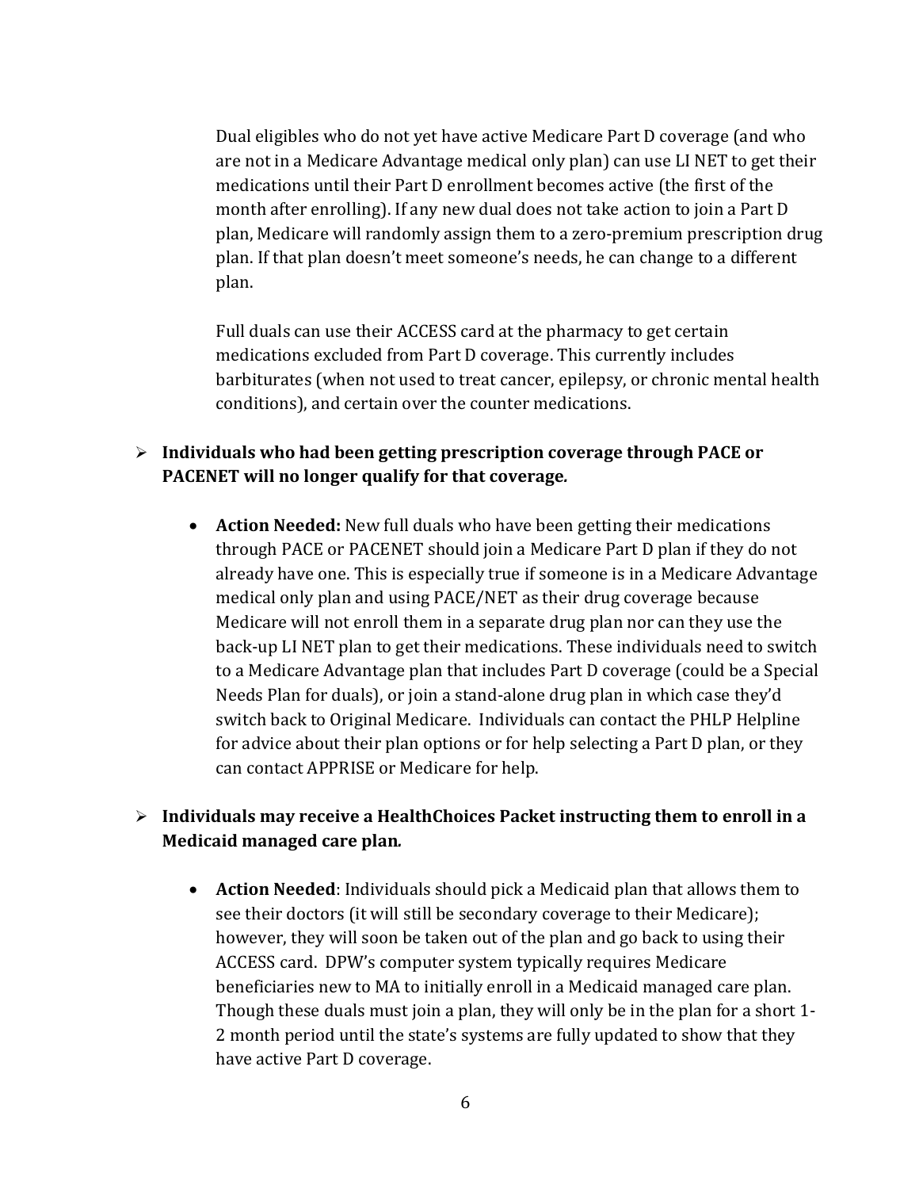Dual eligibles who do not yet have active Medicare Part D coverage (and who are not in a Medicare Advantage medical only plan) can use LI NET to get their medications until their Part D enrollment becomes active (the first of the month after enrolling). If any new dual does not take action to join a Part D plan, Medicare will randomly assign them to a zero-premium prescription drug plan. If that plan doesn't meet someone's needs, he can change to a different plan.

Full duals can use their ACCESS card at the pharmacy to get certain medications excluded from Part D coverage. This currently includes barbiturates (when not used to treat cancer, epilepsy, or chronic mental health conditions), and certain over the counter medications.

- **Individuals who had been getting prescription coverage through PACE or PACENET will no longer qualify for that coverage*.***

  - **Action Needed:** New full duals who have been getting their medications through PACE or PACENET should join a Medicare Part D plan if they do not already have one. This is especially true if someone is in a Medicare Advantage medical only plan and using PACE/NET as their drug coverage because Medicare will not enroll them in a separate drug plan nor can they use the back-up LI NET plan to get their medications. These individuals need to switch to a Medicare Advantage plan that includes Part D coverage (could be a Special Needs Plan for duals), or join a stand-alone drug plan in which case they'd switch back to Original Medicare. Individuals can contact the PHLP Helpline for advice about their plan options or for help selecting a Part D plan, or they can contact APPRISE or Medicare for help.

- **Individuals may receive a HealthChoices Packet instructing them to enroll in a Medicaid managed care plan*.***

  - **Action Needed**: Individuals should pick a Medicaid plan that allows them to see their doctors (it will still be secondary coverage to their Medicare); however, they will soon be taken out of the plan and go back to using their ACCESS card. DPW's computer system typically requires Medicare beneficiaries new to MA to initially enroll in a Medicaid managed care plan. Though these duals must join a plan, they will only be in the plan for a short 1-2 month period until the state's systems are fully updated to show that they have active Part D coverage.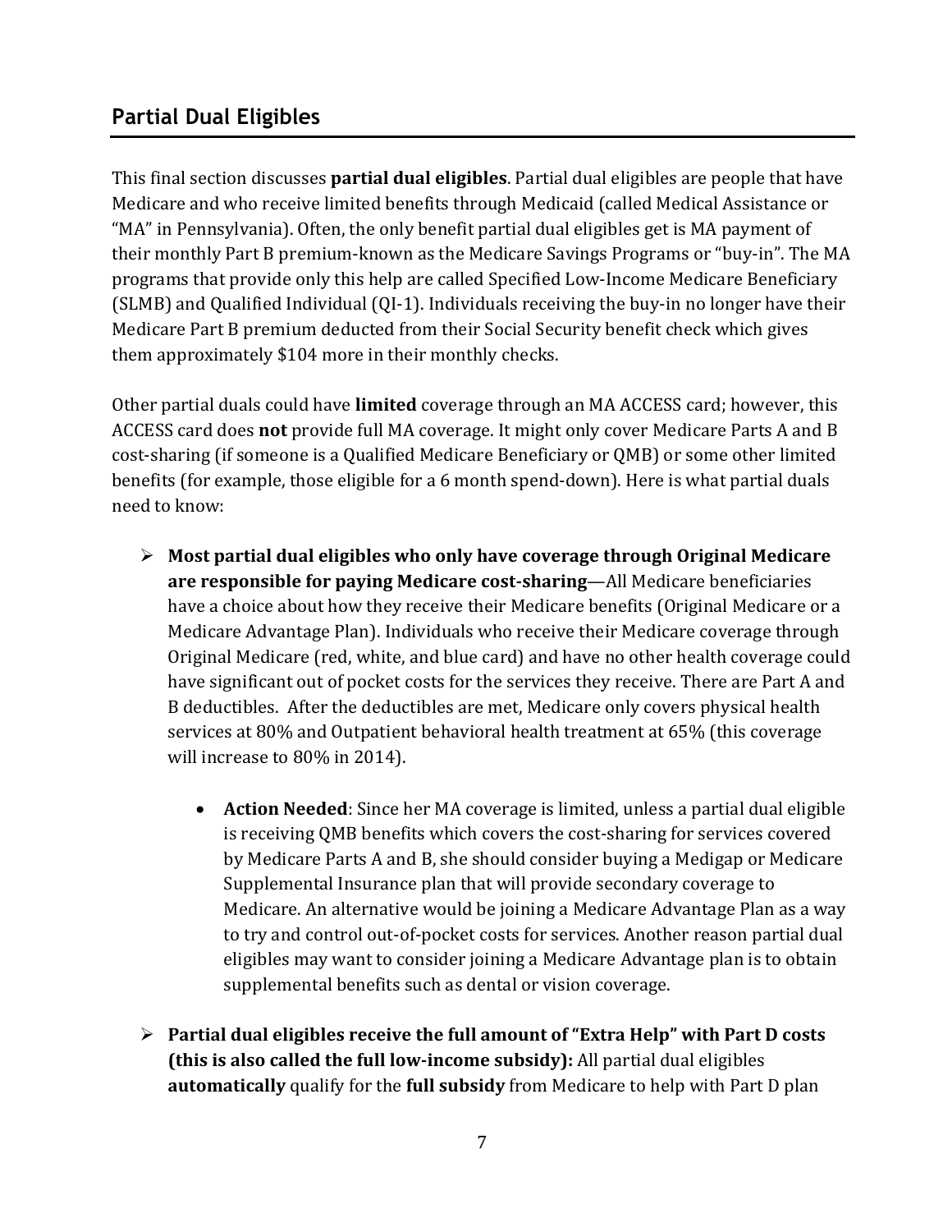## Partial Dual Eligibles

This final section discusses **partial dual eligibles**. Partial dual eligibles are people that have Medicare and who receive limited benefits through Medicaid (called Medical Assistance or "MA" in Pennsylvania). Often, the only benefit partial dual eligibles get is MA payment of their monthly Part B premium-known as the Medicare Savings Programs or "buy-in". The MA programs that provide only this help are called Specified Low-Income Medicare Beneficiary (SLMB) and Qualified Individual (QI-1). Individuals receiving the buy-in no longer have their Medicare Part B premium deducted from their Social Security benefit check which gives them approximately $104 more in their monthly checks.

Other partial duals could have **limited** coverage through an MA ACCESS card; however, this ACCESS card does **not** provide full MA coverage. It might only cover Medicare Parts A and B cost-sharing (if someone is a Qualified Medicare Beneficiary or QMB) or some other limited benefits (for example, those eligible for a 6 month spend-down). Here is what partial duals need to know:

- **Most partial dual eligibles who only have coverage through Original Medicare are responsible for paying Medicare cost-sharing**—All Medicare beneficiaries have a choice about how they receive their Medicare benefits (Original Medicare or a Medicare Advantage Plan). Individuals who receive their Medicare coverage through Original Medicare (red, white, and blue card) and have no other health coverage could have significant out of pocket costs for the services they receive. There are Part A and B deductibles. After the deductibles are met, Medicare only covers physical health services at 80% and Outpatient behavioral health treatment at 65% (this coverage will increase to 80% in 2014).
    - **Action Needed**: Since her MA coverage is limited, unless a partial dual eligible is receiving QMB benefits which covers the cost-sharing for services covered by Medicare Parts A and B, she should consider buying a Medigap or Medicare Supplemental Insurance plan that will provide secondary coverage to Medicare. An alternative would be joining a Medicare Advantage Plan as a way to try and control out-of-pocket costs for services. Another reason partial dual eligibles may want to consider joining a Medicare Advantage plan is to obtain supplemental benefits such as dental or vision coverage.
- **Partial dual eligibles receive the full amount of "Extra Help" with Part D costs (this is also called the full low-income subsidy):** All partial dual eligibles **automatically** qualify for the **full subsidy** from Medicare to help with Part D plan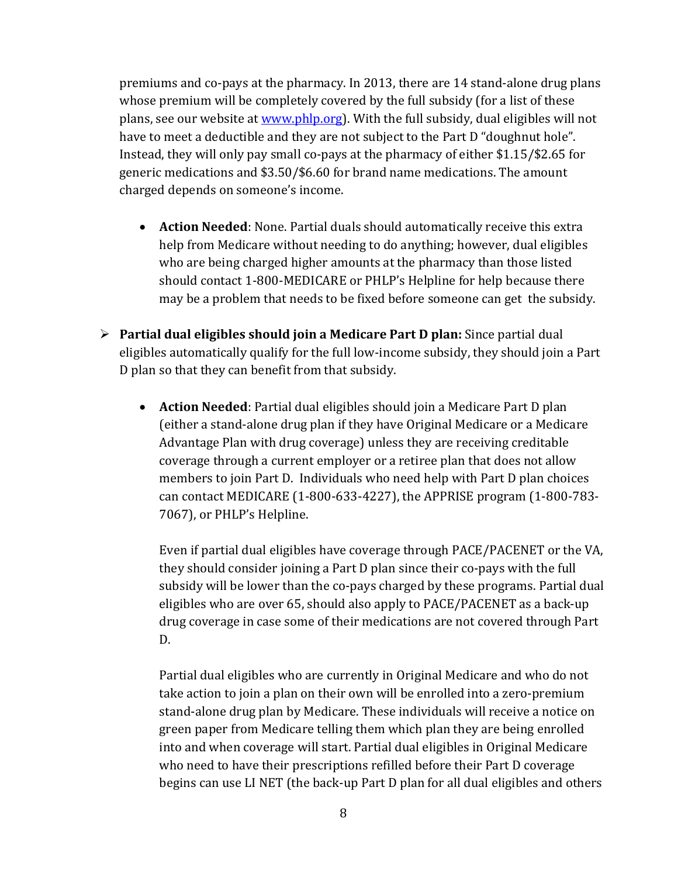premiums and co-pays at the pharmacy. In 2013, there are 14 stand-alone drug plans whose premium will be completely covered by the full subsidy (for a list of these plans, see our website at [www.phlp.org](http://www.phlp.org)). With the full subsidy, dual eligibles will not have to meet a deductible and they are not subject to the Part D "doughnut hole". Instead, they will only pay small co-pays at the pharmacy of either $1.15/$2.65 for generic medications and $3.50/$6.60 for brand name medications. The amount charged depends on someone's income.

- **Action Needed**: None. Partial duals should automatically receive this extra help from Medicare without needing to do anything; however, dual eligibles who are being charged higher amounts at the pharmacy than those listed should contact 1-800-MEDICARE or PHLP's Helpline for help because there may be a problem that needs to be fixed before someone can get the subsidy.

- **Partial dual eligibles should join a Medicare Part D plan:** Since partial dual eligibles automatically qualify for the full low-income subsidy, they should join a Part D plan so that they can benefit from that subsidy.

  - **Action Needed**: Partial dual eligibles should join a Medicare Part D plan (either a stand-alone drug plan if they have Original Medicare or a Medicare Advantage Plan with drug coverage) unless they are receiving creditable coverage through a current employer or a retiree plan that does not allow members to join Part D. Individuals who need help with Part D plan choices can contact MEDICARE (1-800-633-4227), the APPRISE program (1-800-783-7067), or PHLP's Helpline.

    Even if partial dual eligibles have coverage through PACE/PACENET or the VA, they should consider joining a Part D plan since their co-pays with the full subsidy will be lower than the co-pays charged by these programs. Partial dual eligibles who are over 65, should also apply to PACE/PACENET as a back-up drug coverage in case some of their medications are not covered through Part D.

    Partial dual eligibles who are currently in Original Medicare and who do not take action to join a plan on their own will be enrolled into a zero-premium stand-alone drug plan by Medicare. These individuals will receive a notice on green paper from Medicare telling them which plan they are being enrolled into and when coverage will start. Partial dual eligibles in Original Medicare who need to have their prescriptions refilled before their Part D coverage begins can use LI NET (the back-up Part D plan for all dual eligibles and others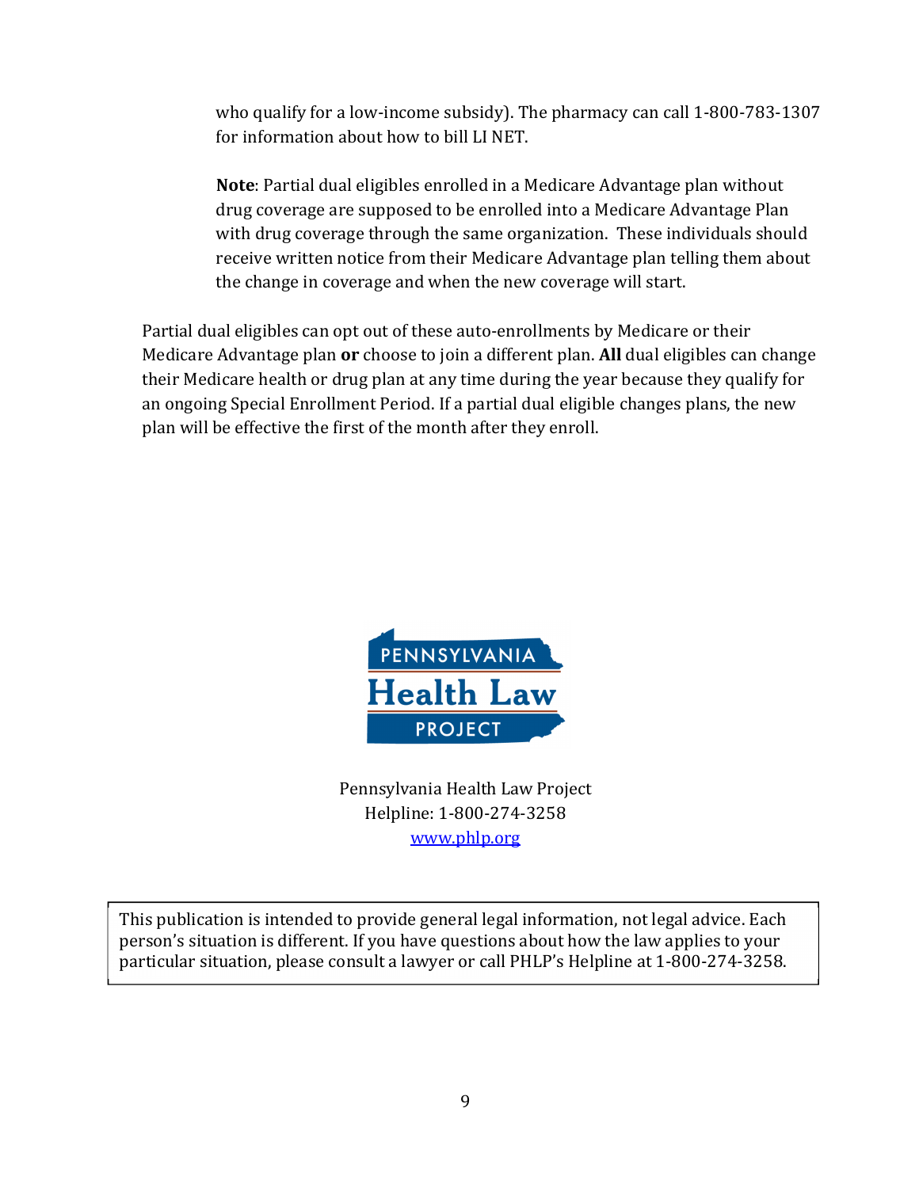who qualify for a low-income subsidy). The pharmacy can call 1-800-783-1307 for information about how to bill LI NET.

**Note**: Partial dual eligibles enrolled in a Medicare Advantage plan without drug coverage are supposed to be enrolled into a Medicare Advantage Plan with drug coverage through the same organization. These individuals should receive written notice from their Medicare Advantage plan telling them about the change in coverage and when the new coverage will start.

Partial dual eligibles can opt out of these auto-enrollments by Medicare or their Medicare Advantage plan **or** choose to join a different plan. **All** dual eligibles can change their Medicare health or drug plan at any time during the year because they qualify for an ongoing Special Enrollment Period. If a partial dual eligible changes plans, the new plan will be effective the first of the month after they enroll.

PENNSYLVANIA
Health Law
PROJECT

Pennsylvania Health Law Project
Helpline: 1-800-274-3258
[www.phlp.org](http://www.phlp.org)

This publication is intended to provide general legal information, not legal advice. Each person's situation is different. If you have questions about how the law applies to your particular situation, please consult a lawyer or call PHLP's Helpline at 1-800-274-3258.